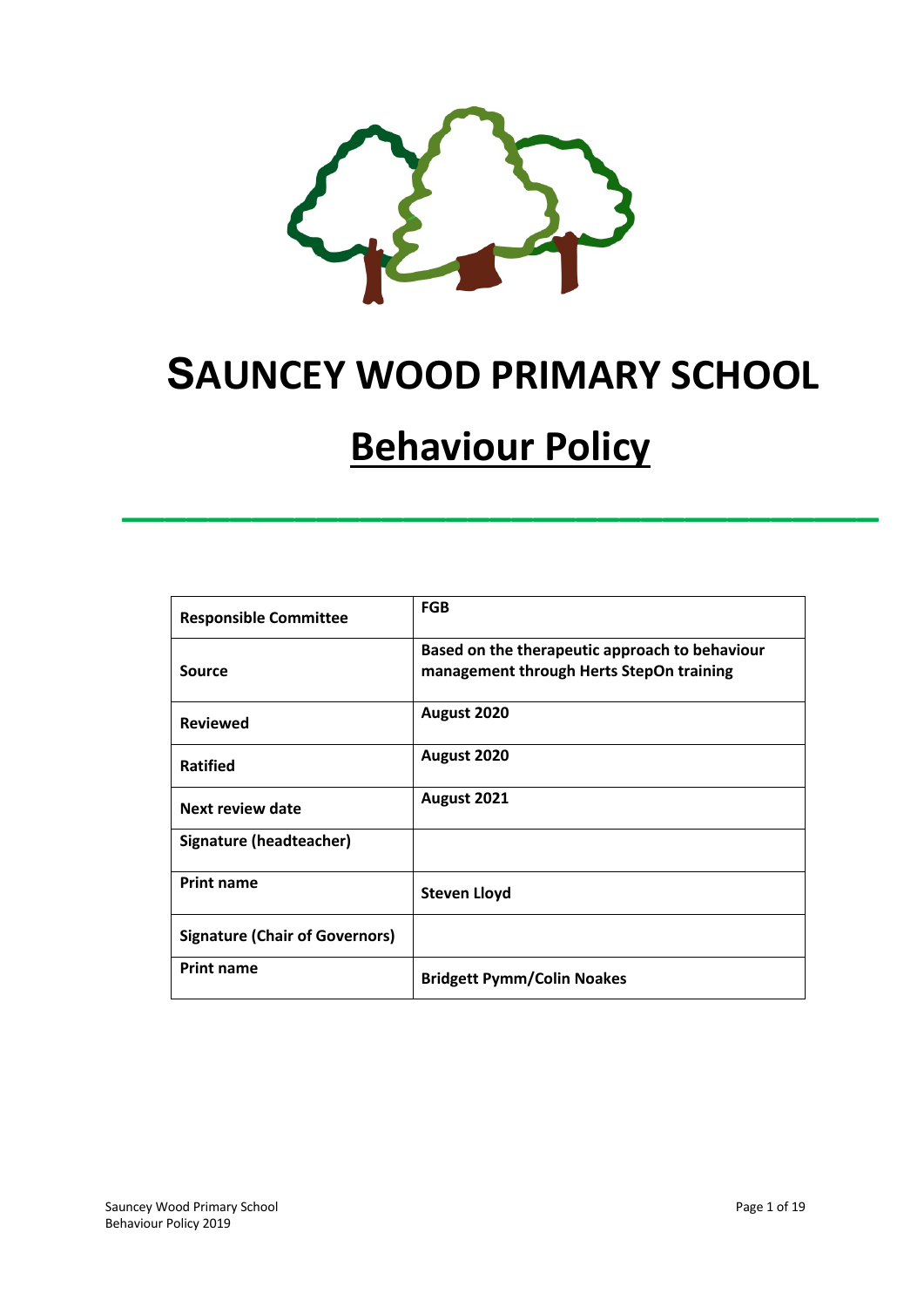# SAUNCEY WOOD PRIMARY SCHOOL

## Behaviour Policy

| Responsible Committee | FGB |
|---|---|
| Source | Based on the therapeutic approach to behaviour management through Herts StepOn training |
| Reviewed | August 2020 |
| Ratified | August 2020 |
| Next review date | August 2021 |
| Signature (headteacher) | |
| Print name | Steven Lloyd |
| Signature (Chair of Governors) | |
| Print name | Bridgett Pymm/Colin Noakes |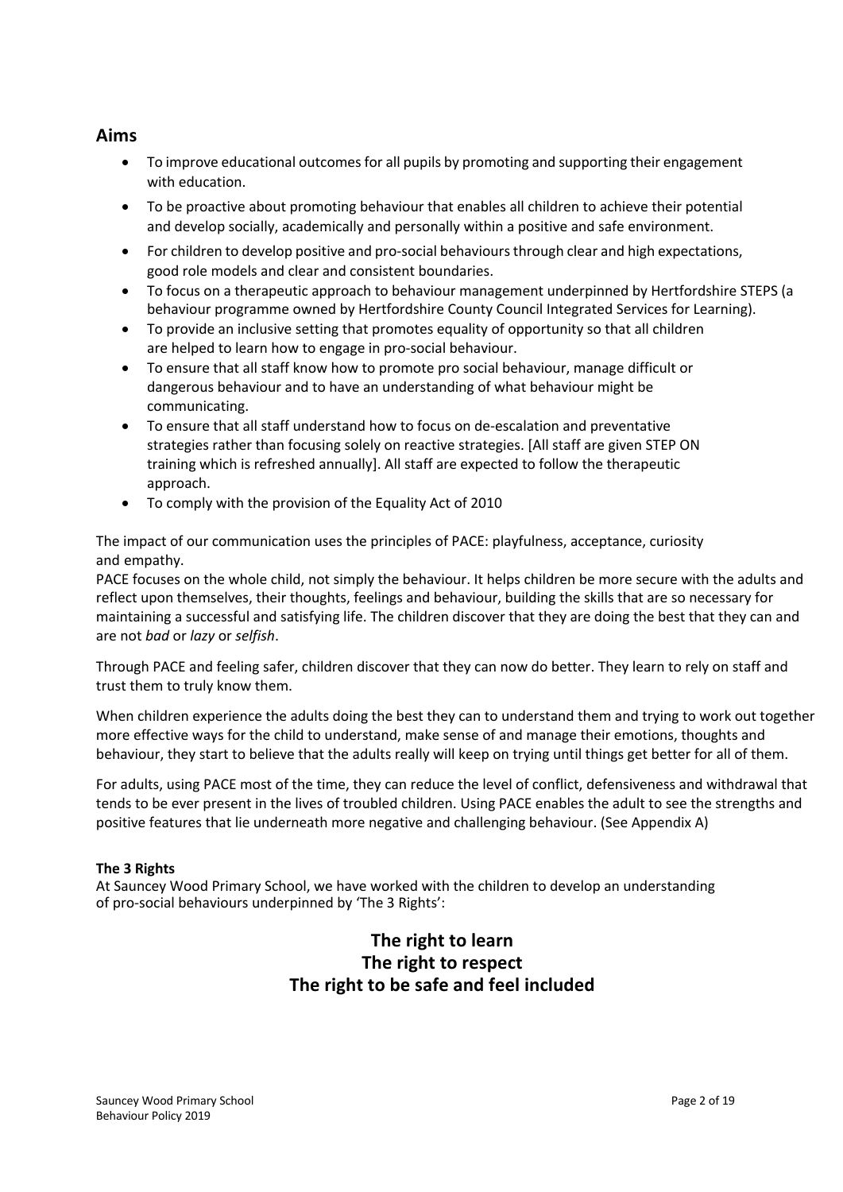## Aims

- To improve educational outcomes for all pupils by promoting and supporting their engagement with education.
- To be proactive about promoting behaviour that enables all children to achieve their potential and develop socially, academically and personally within a positive and safe environment.
- For children to develop positive and pro-social behaviours through clear and high expectations, good role models and clear and consistent boundaries.
- To focus on a therapeutic approach to behaviour management underpinned by Hertfordshire STEPS (a behaviour programme owned by Hertfordshire County Council Integrated Services for Learning).
- To provide an inclusive setting that promotes equality of opportunity so that all children are helped to learn how to engage in pro-social behaviour.
- To ensure that all staff know how to promote pro social behaviour, manage difficult or dangerous behaviour and to have an understanding of what behaviour might be communicating.
- To ensure that all staff understand how to focus on de-escalation and preventative strategies rather than focusing solely on reactive strategies. [All staff are given STEP ON training which is refreshed annually]. All staff are expected to follow the therapeutic approach.
- To comply with the provision of the Equality Act of 2010

The impact of our communication uses the principles of PACE: playfulness, acceptance, curiosity and empathy.
PACE focuses on the whole child, not simply the behaviour. It helps children be more secure with the adults and reflect upon themselves, their thoughts, feelings and behaviour, building the skills that are so necessary for maintaining a successful and satisfying life. The children discover that they are doing the best that they can and are not *bad* or *lazy* or *selfish*.

Through PACE and feeling safer, children discover that they can now do better. They learn to rely on staff and trust them to truly know them.

When children experience the adults doing the best they can to understand them and trying to work out together more effective ways for the child to understand, make sense of and manage their emotions, thoughts and behaviour, they start to believe that the adults really will keep on trying until things get better for all of them.

For adults, using PACE most of the time, they can reduce the level of conflict, defensiveness and withdrawal that tends to be ever present in the lives of troubled children. Using PACE enables the adult to see the strengths and positive features that lie underneath more negative and challenging behaviour. (See Appendix A)

**The 3 Rights**
At Sauncey Wood Primary School, we have worked with the children to develop an understanding of pro-social behaviours underpinned by 'The 3 Rights':

**The right to learn**
**The right to respect**
**The right to be safe and feel included**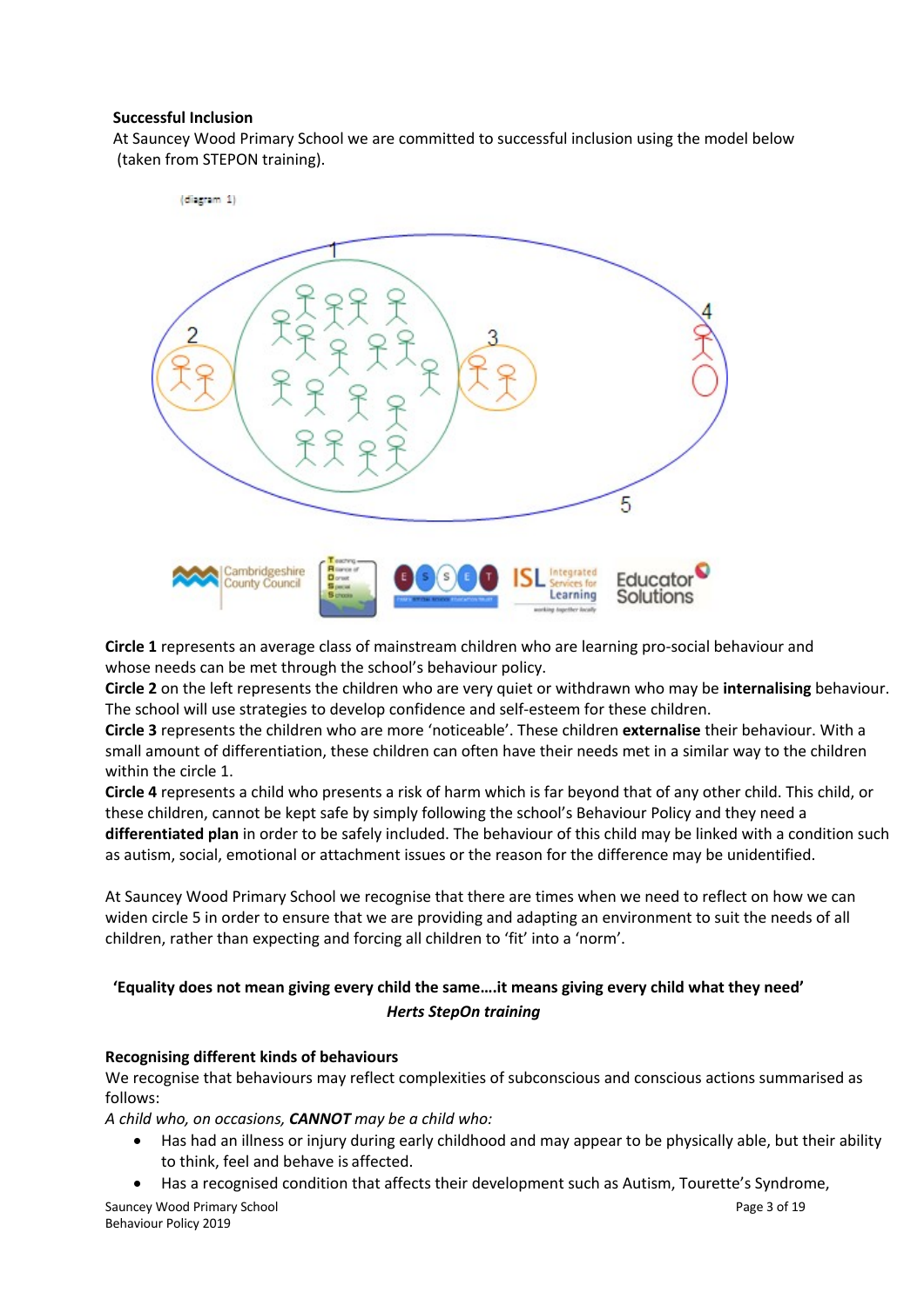**Successful Inclusion**

At Sauncey Wood Primary School we are committed to successful inclusion using the model below (taken from STEPON training).

(diagram 1)

**Circle 1** represents an average class of mainstream children who are learning pro-social behaviour and whose needs can be met through the school's behaviour policy.

**Circle 2** on the left represents the children who are very quiet or withdrawn who may be **internalising** behaviour. The school will use strategies to develop confidence and self-esteem for these children.

**Circle 3** represents the children who are more 'noticeable'. These children **externalise** their behaviour. With a small amount of differentiation, these children can often have their needs met in a similar way to the children within the circle 1.

**Circle 4** represents a child who presents a risk of harm which is far beyond that of any other child. This child, or these children, cannot be kept safe by simply following the school's Behaviour Policy and they need a **differentiated plan** in order to be safely included. The behaviour of this child may be linked with a condition such as autism, social, emotional or attachment issues or the reason for the difference may be unidentified.

At Sauncey Wood Primary School we recognise that there are times when we need to reflect on how we can widen circle 5 in order to ensure that we are providing and adapting an environment to suit the needs of all children, rather than expecting and forcing all children to 'fit' into a 'norm'.

**'Equality does not mean giving every child the same….it means giving every child what they need'**

***Herts StepOn training***

**Recognising different kinds of behaviours**

We recognise that behaviours may reflect complexities of subconscious and conscious actions summarised as follows:

*A child who, on occasions, **CANNOT** may be a child who:*

- Has had an illness or injury during early childhood and may appear to be physically able, but their ability to think, feel and behave is affected.
- Has a recognised condition that affects their development such as Autism, Tourette's Syndrome,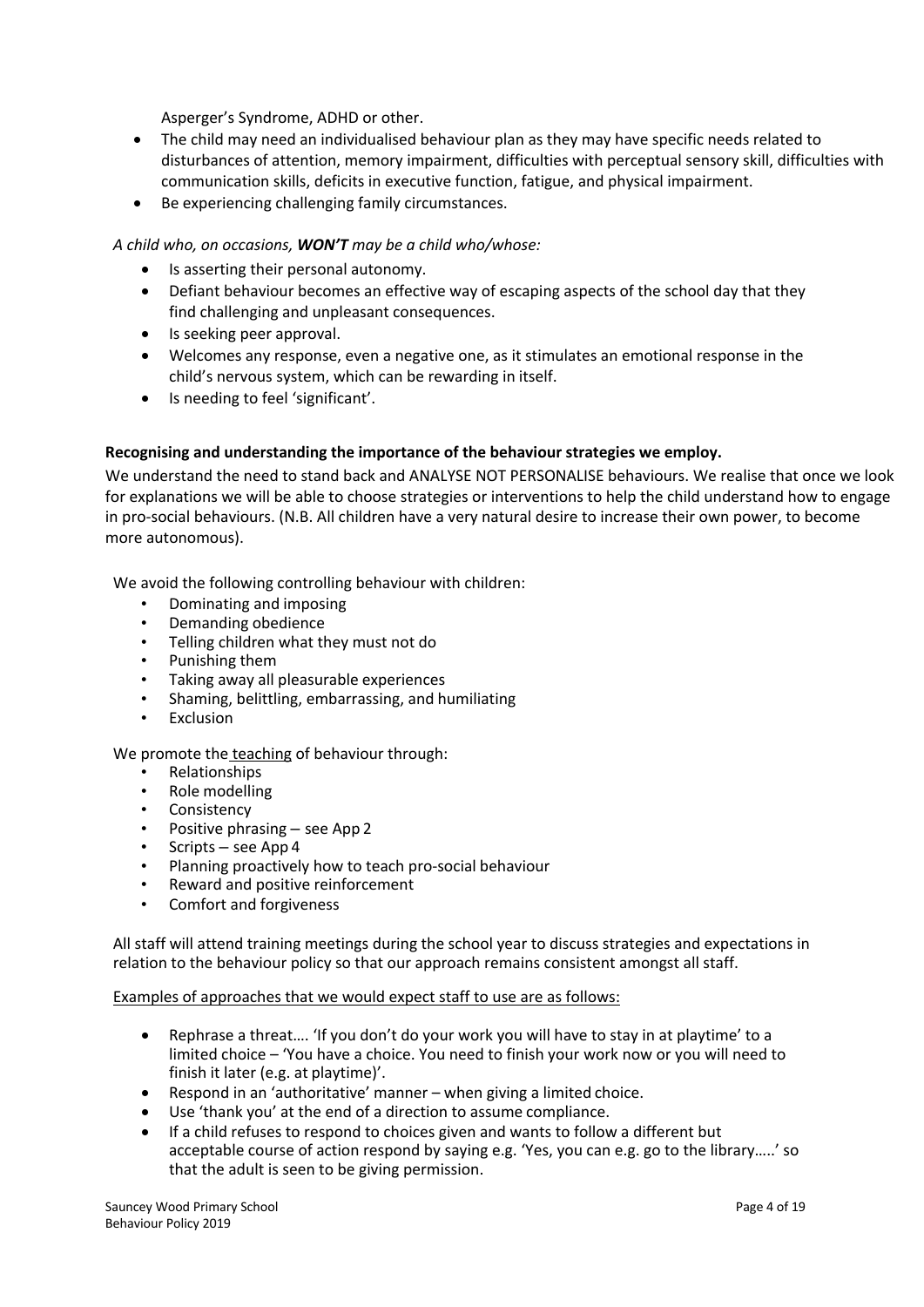Asperger's Syndrome, ADHD or other.

- The child may need an individualised behaviour plan as they may have specific needs related to disturbances of attention, memory impairment, difficulties with perceptual sensory skill, difficulties with communication skills, deficits in executive function, fatigue, and physical impairment.
- Be experiencing challenging family circumstances.

*A child who, on occasions, **WON'T** may be a child who/whose:*

- Is asserting their personal autonomy.
- Defiant behaviour becomes an effective way of escaping aspects of the school day that they find challenging and unpleasant consequences.
- Is seeking peer approval.
- Welcomes any response, even a negative one, as it stimulates an emotional response in the child's nervous system, which can be rewarding in itself.
- Is needing to feel 'significant'.

**Recognising and understanding the importance of the behaviour strategies we employ.**

We understand the need to stand back and ANALYSE NOT PERSONALISE behaviours. We realise that once we look for explanations we will be able to choose strategies or interventions to help the child understand how to engage in pro-social behaviours. (N.B. All children have a very natural desire to increase their own power, to become more autonomous).

We avoid the following controlling behaviour with children:

- Dominating and imposing
- Demanding obedience
- Telling children what they must not do
- Punishing them
- Taking away all pleasurable experiences
- Shaming, belittling, embarrassing, and humiliating
- Exclusion

We promote the <u>teaching</u> of behaviour through:

- Relationships
- Role modelling
- Consistency
- Positive phrasing – see App 2
- Scripts – see App 4
- Planning proactively how to teach pro-social behaviour
- Reward and positive reinforcement
- Comfort and forgiveness

All staff will attend training meetings during the school year to discuss strategies and expectations in relation to the behaviour policy so that our approach remains consistent amongst all staff.

<u>Examples of approaches that we would expect staff to use are as follows:</u>

- Rephrase a threat…. 'If you don't do your work you will have to stay in at playtime' to a limited choice – 'You have a choice. You need to finish your work now or you will need to finish it later (e.g. at playtime)'.
- Respond in an 'authoritative' manner – when giving a limited choice.
- Use 'thank you' at the end of a direction to assume compliance.
- If a child refuses to respond to choices given and wants to follow a different but acceptable course of action respond by saying e.g. 'Yes, you can e.g. go to the library…..' so that the adult is seen to be giving permission.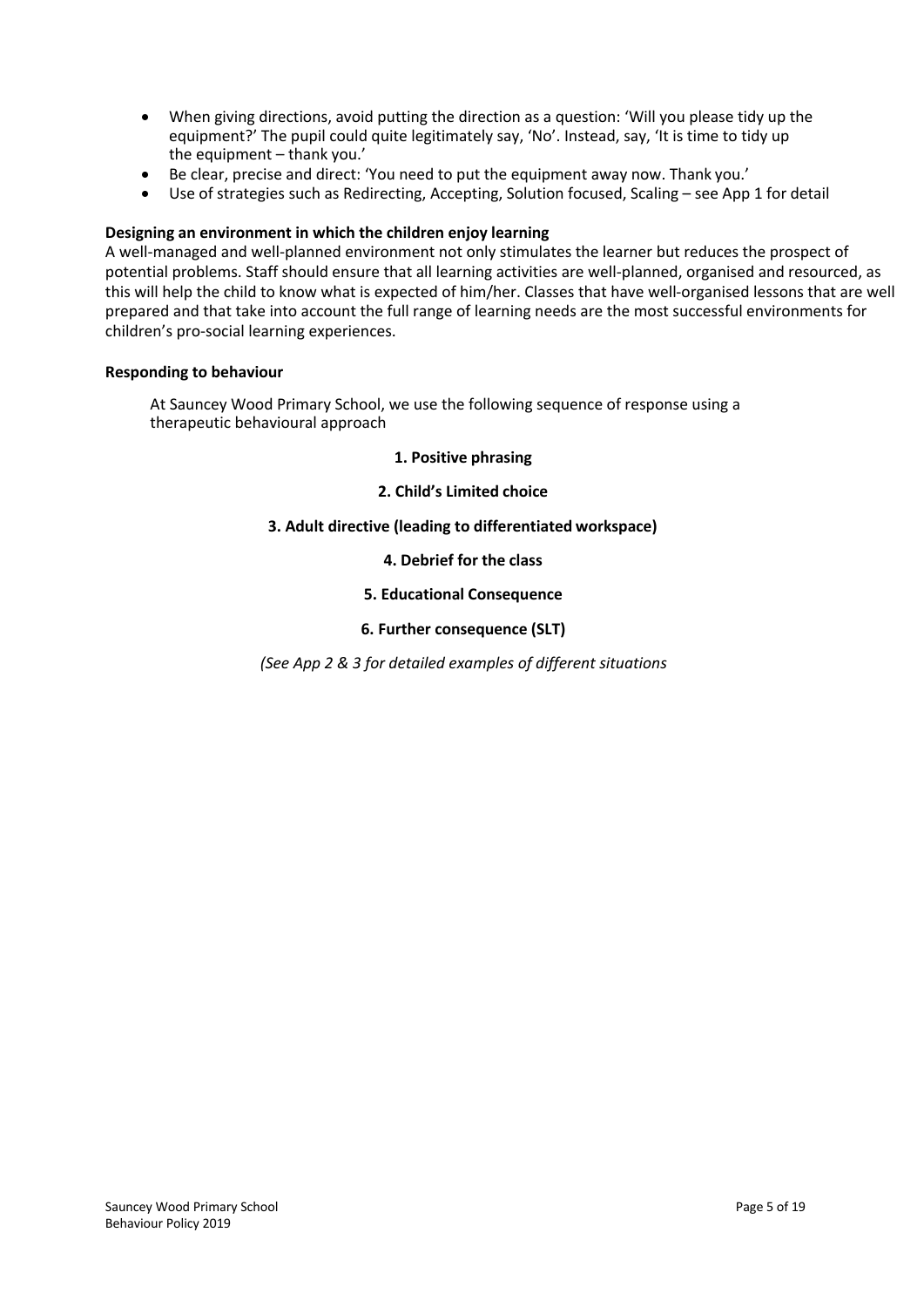- When giving directions, avoid putting the direction as a question: 'Will you please tidy up the equipment?' The pupil could quite legitimately say, 'No'. Instead, say, 'It is time to tidy up the equipment – thank you.'
- Be clear, precise and direct: 'You need to put the equipment away now. Thank you.'
- Use of strategies such as Redirecting, Accepting, Solution focused, Scaling – see App 1 for detail

**Designing an environment in which the children enjoy learning**

A well-managed and well-planned environment not only stimulates the learner but reduces the prospect of potential problems. Staff should ensure that all learning activities are well-planned, organised and resourced, as this will help the child to know what is expected of him/her. Classes that have well-organised lessons that are well prepared and that take into account the full range of learning needs are the most successful environments for children's pro-social learning experiences.

**Responding to behaviour**

At Sauncey Wood Primary School, we use the following sequence of response using a therapeutic behavioural approach

**1. Positive phrasing**

**2. Child's Limited choice**

**3. Adult directive (leading to differentiated workspace)**

**4. Debrief for the class**

**5. Educational Consequence**

**6. Further consequence (SLT)**

*(See App 2 & 3 for detailed examples of different situations*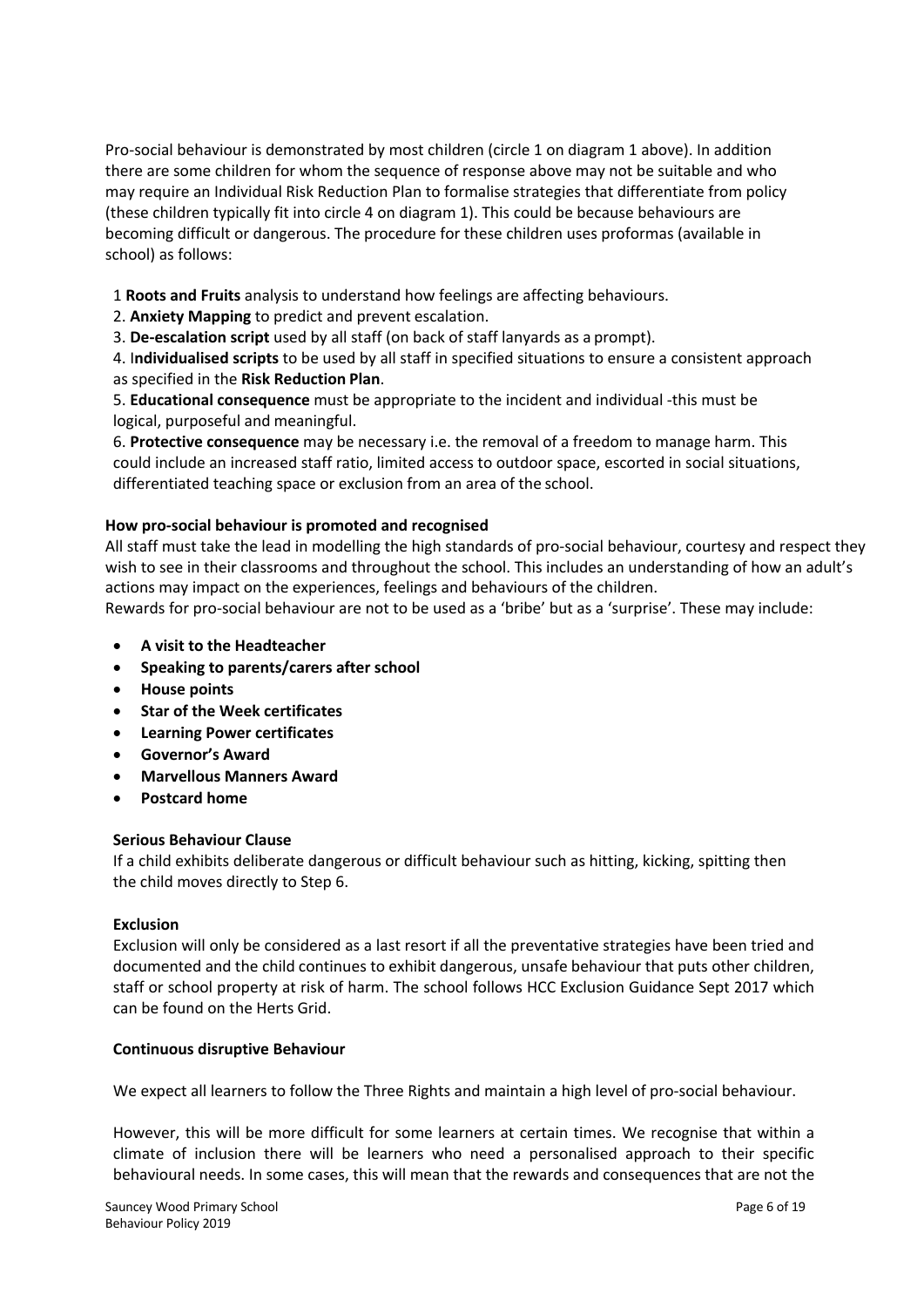Pro-social behaviour is demonstrated by most children (circle 1 on diagram 1 above). In addition there are some children for whom the sequence of response above may not be suitable and who may require an Individual Risk Reduction Plan to formalise strategies that differentiate from policy (these children typically fit into circle 4 on diagram 1). This could be because behaviours are becoming difficult or dangerous. The procedure for these children uses proformas (available in school) as follows:

1 **Roots and Fruits** analysis to understand how feelings are affecting behaviours.
2. **Anxiety Mapping** to predict and prevent escalation.
3. **De-escalation script** used by all staff (on back of staff lanyards as a prompt).
4. I**ndividualised scripts** to be used by all staff in specified situations to ensure a consistent approach as specified in the **Risk Reduction Plan**.
5. **Educational consequence** must be appropriate to the incident and individual -this must be logical, purposeful and meaningful.
6. **Protective consequence** may be necessary i.e. the removal of a freedom to manage harm. This could include an increased staff ratio, limited access to outdoor space, escorted in social situations, differentiated teaching space or exclusion from an area of the school.

**How pro-social behaviour is promoted and recognised**

All staff must take the lead in modelling the high standards of pro-social behaviour, courtesy and respect they wish to see in their classrooms and throughout the school. This includes an understanding of how an adult's actions may impact on the experiences, feelings and behaviours of the children.
Rewards for pro-social behaviour are not to be used as a 'bribe' but as a 'surprise'. These may include:

- **A visit to the Headteacher**
- **Speaking to parents/carers after school**
- **House points**
- **Star of the Week certificates**
- **Learning Power certificates**
- **Governor's Award**
- **Marvellous Manners Award**
- **Postcard home**

**Serious Behaviour Clause**

If a child exhibits deliberate dangerous or difficult behaviour such as hitting, kicking, spitting then the child moves directly to Step 6.

**Exclusion**

Exclusion will only be considered as a last resort if all the preventative strategies have been tried and documented and the child continues to exhibit dangerous, unsafe behaviour that puts other children, staff or school property at risk of harm. The school follows HCC Exclusion Guidance Sept 2017 which can be found on the Herts Grid.

**Continuous disruptive Behaviour**

We expect all learners to follow the Three Rights and maintain a high level of pro-social behaviour.

However, this will be more difficult for some learners at certain times. We recognise that within a climate of inclusion there will be learners who need a personalised approach to their specific behavioural needs. In some cases, this will mean that the rewards and consequences that are not the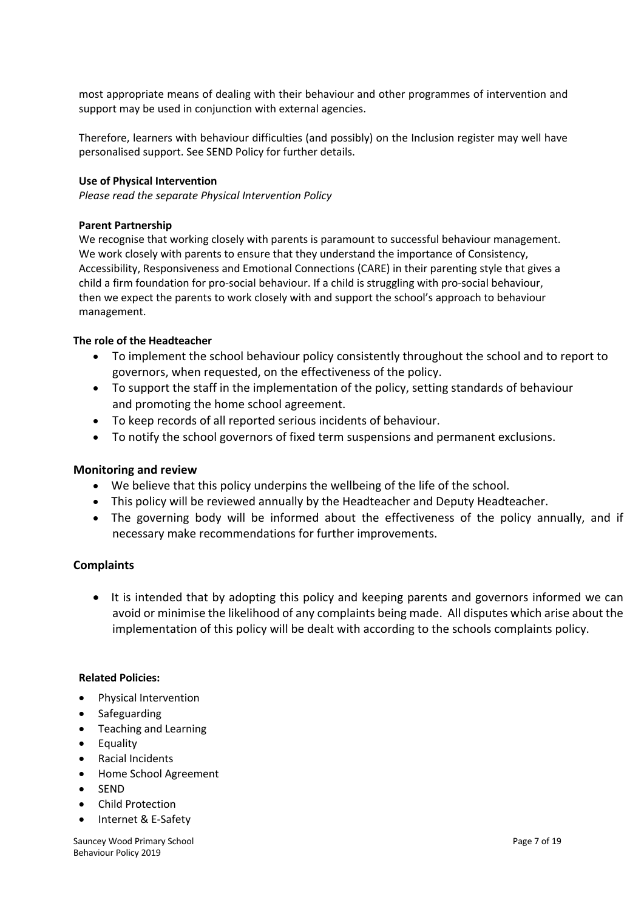most appropriate means of dealing with their behaviour and other programmes of intervention and support may be used in conjunction with external agencies.

Therefore, learners with behaviour difficulties (and possibly) on the Inclusion register may well have personalised support. See SEND Policy for further details.

**Use of Physical Intervention**

*Please read the separate Physical Intervention Policy*

**Parent Partnership**

We recognise that working closely with parents is paramount to successful behaviour management. We work closely with parents to ensure that they understand the importance of Consistency, Accessibility, Responsiveness and Emotional Connections (CARE) in their parenting style that gives a child a firm foundation for pro-social behaviour. If a child is struggling with pro-social behaviour, then we expect the parents to work closely with and support the school's approach to behaviour management.

**The role of the Headteacher**

- To implement the school behaviour policy consistently throughout the school and to report to governors, when requested, on the effectiveness of the policy.
- To support the staff in the implementation of the policy, setting standards of behaviour and promoting the home school agreement.
- To keep records of all reported serious incidents of behaviour.
- To notify the school governors of fixed term suspensions and permanent exclusions.

## Monitoring and review

- We believe that this policy underpins the wellbeing of the life of the school.
- This policy will be reviewed annually by the Headteacher and Deputy Headteacher.
- The governing body will be informed about the effectiveness of the policy annually, and if necessary make recommendations for further improvements.

## Complaints

- It is intended that by adopting this policy and keeping parents and governors informed we can avoid or minimise the likelihood of any complaints being made. All disputes which arise about the implementation of this policy will be dealt with according to the schools complaints policy.

**Related Policies:**

- Physical Intervention
- Safeguarding
- Teaching and Learning
- Equality
- Racial Incidents
- Home School Agreement
- SEND
- Child Protection
- Internet & E-Safety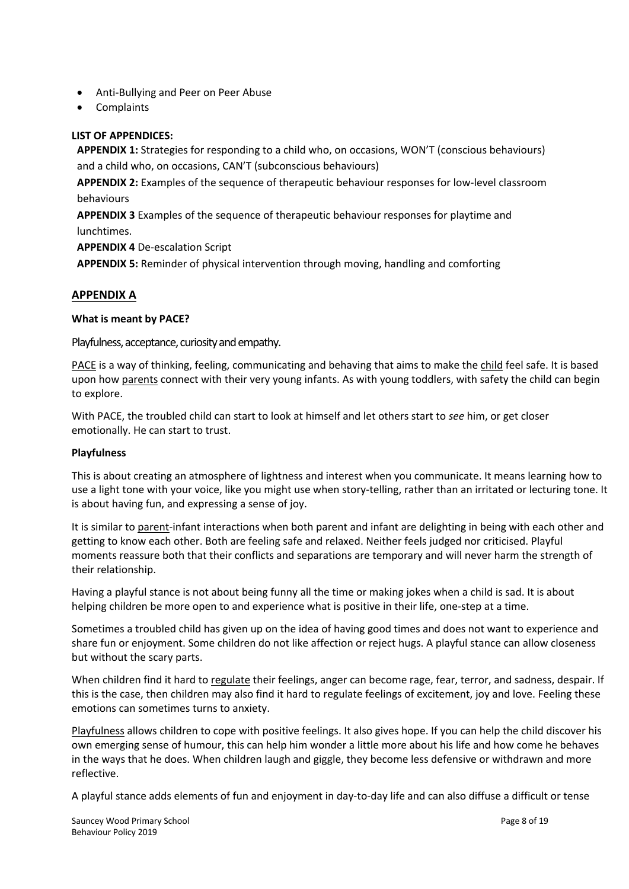- Anti-Bullying and Peer on Peer Abuse
- Complaints

**LIST OF APPENDICES:**

**APPENDIX 1:** Strategies for responding to a child who, on occasions, WON'T (conscious behaviours) and a child who, on occasions, CAN'T (subconscious behaviours)

**APPENDIX 2:** Examples of the sequence of therapeutic behaviour responses for low-level classroom behaviours

**APPENDIX 3** Examples of the sequence of therapeutic behaviour responses for playtime and lunchtimes.

**APPENDIX 4** De-escalation Script

**APPENDIX 5:** Reminder of physical intervention through moving, handling and comforting

## APPENDIX A

**What is meant by PACE?**

Playfulness, acceptance, curiosity and empathy.

PACE is a way of thinking, feeling, communicating and behaving that aims to make the child feel safe. It is based upon how parents connect with their very young infants. As with young toddlers, with safety the child can begin to explore.

With PACE, the troubled child can start to look at himself and let others start to *see* him, or get closer emotionally. He can start to trust.

**Playfulness**

This is about creating an atmosphere of lightness and interest when you communicate. It means learning how to use a light tone with your voice, like you might use when story-telling, rather than an irritated or lecturing tone. It is about having fun, and expressing a sense of joy.

It is similar to parent-infant interactions when both parent and infant are delighting in being with each other and getting to know each other. Both are feeling safe and relaxed. Neither feels judged nor criticised. Playful moments reassure both that their conflicts and separations are temporary and will never harm the strength of their relationship.

Having a playful stance is not about being funny all the time or making jokes when a child is sad. It is about helping children be more open to and experience what is positive in their life, one-step at a time.

Sometimes a troubled child has given up on the idea of having good times and does not want to experience and share fun or enjoyment. Some children do not like affection or reject hugs. A playful stance can allow closeness but without the scary parts.

When children find it hard to regulate their feelings, anger can become rage, fear, terror, and sadness, despair. If this is the case, then children may also find it hard to regulate feelings of excitement, joy and love. Feeling these emotions can sometimes turns to anxiety.

Playfulness allows children to cope with positive feelings. It also gives hope. If you can help the child discover his own emerging sense of humour, this can help him wonder a little more about his life and how come he behaves in the ways that he does. When children laugh and giggle, they become less defensive or withdrawn and more reflective.

A playful stance adds elements of fun and enjoyment in day-to-day life and can also diffuse a difficult or tense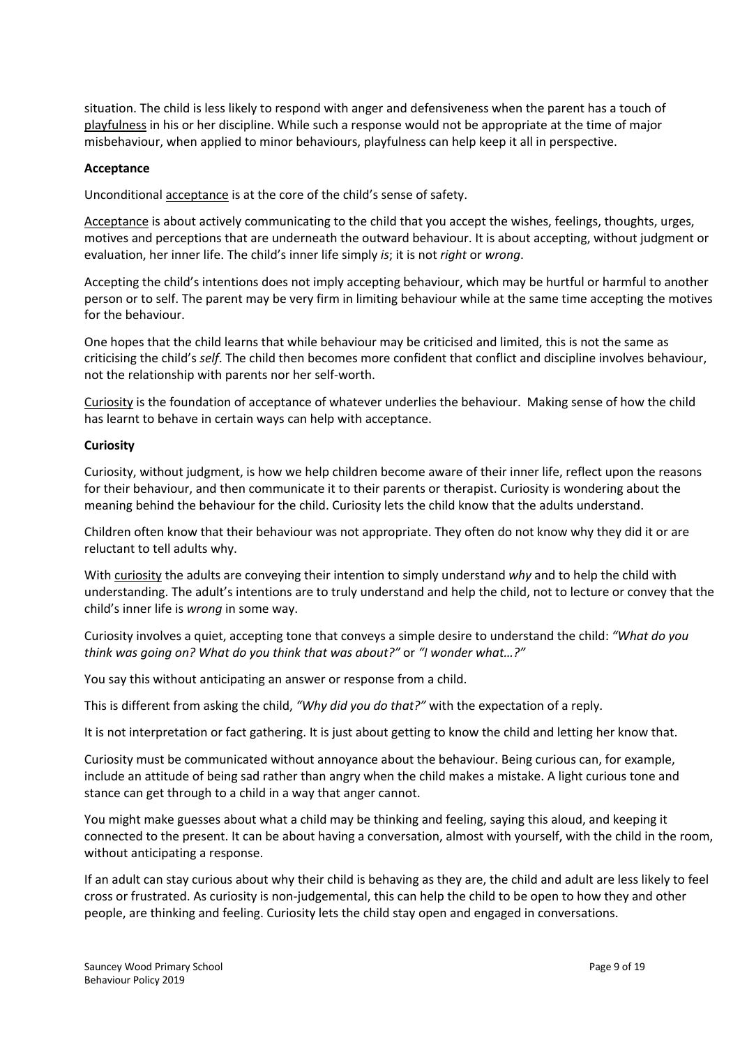situation. The child is less likely to respond with anger and defensiveness when the parent has a touch of playfulness in his or her discipline. While such a response would not be appropriate at the time of major misbehaviour, when applied to minor behaviours, playfulness can help keep it all in perspective.

**Acceptance**

Unconditional acceptance is at the core of the child's sense of safety.

Acceptance is about actively communicating to the child that you accept the wishes, feelings, thoughts, urges, motives and perceptions that are underneath the outward behaviour. It is about accepting, without judgment or evaluation, her inner life. The child's inner life simply *is*; it is not *right* or *wrong*.

Accepting the child's intentions does not imply accepting behaviour, which may be hurtful or harmful to another person or to self. The parent may be very firm in limiting behaviour while at the same time accepting the motives for the behaviour.

One hopes that the child learns that while behaviour may be criticised and limited, this is not the same as criticising the child's *self*. The child then becomes more confident that conflict and discipline involves behaviour, not the relationship with parents nor her self-worth.

Curiosity is the foundation of acceptance of whatever underlies the behaviour. Making sense of how the child has learnt to behave in certain ways can help with acceptance.

**Curiosity**

Curiosity, without judgment, is how we help children become aware of their inner life, reflect upon the reasons for their behaviour, and then communicate it to their parents or therapist. Curiosity is wondering about the meaning behind the behaviour for the child. Curiosity lets the child know that the adults understand.

Children often know that their behaviour was not appropriate. They often do not know why they did it or are reluctant to tell adults why.

With curiosity the adults are conveying their intention to simply understand *why* and to help the child with understanding. The adult's intentions are to truly understand and help the child, not to lecture or convey that the child's inner life is *wrong* in some way.

Curiosity involves a quiet, accepting tone that conveys a simple desire to understand the child: *"What do you think was going on? What do you think that was about?"* or *"I wonder what…?"*

You say this without anticipating an answer or response from a child.

This is different from asking the child, *"Why did you do that?"* with the expectation of a reply.

It is not interpretation or fact gathering. It is just about getting to know the child and letting her know that.

Curiosity must be communicated without annoyance about the behaviour. Being curious can, for example, include an attitude of being sad rather than angry when the child makes a mistake. A light curious tone and stance can get through to a child in a way that anger cannot.

You might make guesses about what a child may be thinking and feeling, saying this aloud, and keeping it connected to the present. It can be about having a conversation, almost with yourself, with the child in the room, without anticipating a response.

If an adult can stay curious about why their child is behaving as they are, the child and adult are less likely to feel cross or frustrated. As curiosity is non-judgemental, this can help the child to be open to how they and other people, are thinking and feeling. Curiosity lets the child stay open and engaged in conversations.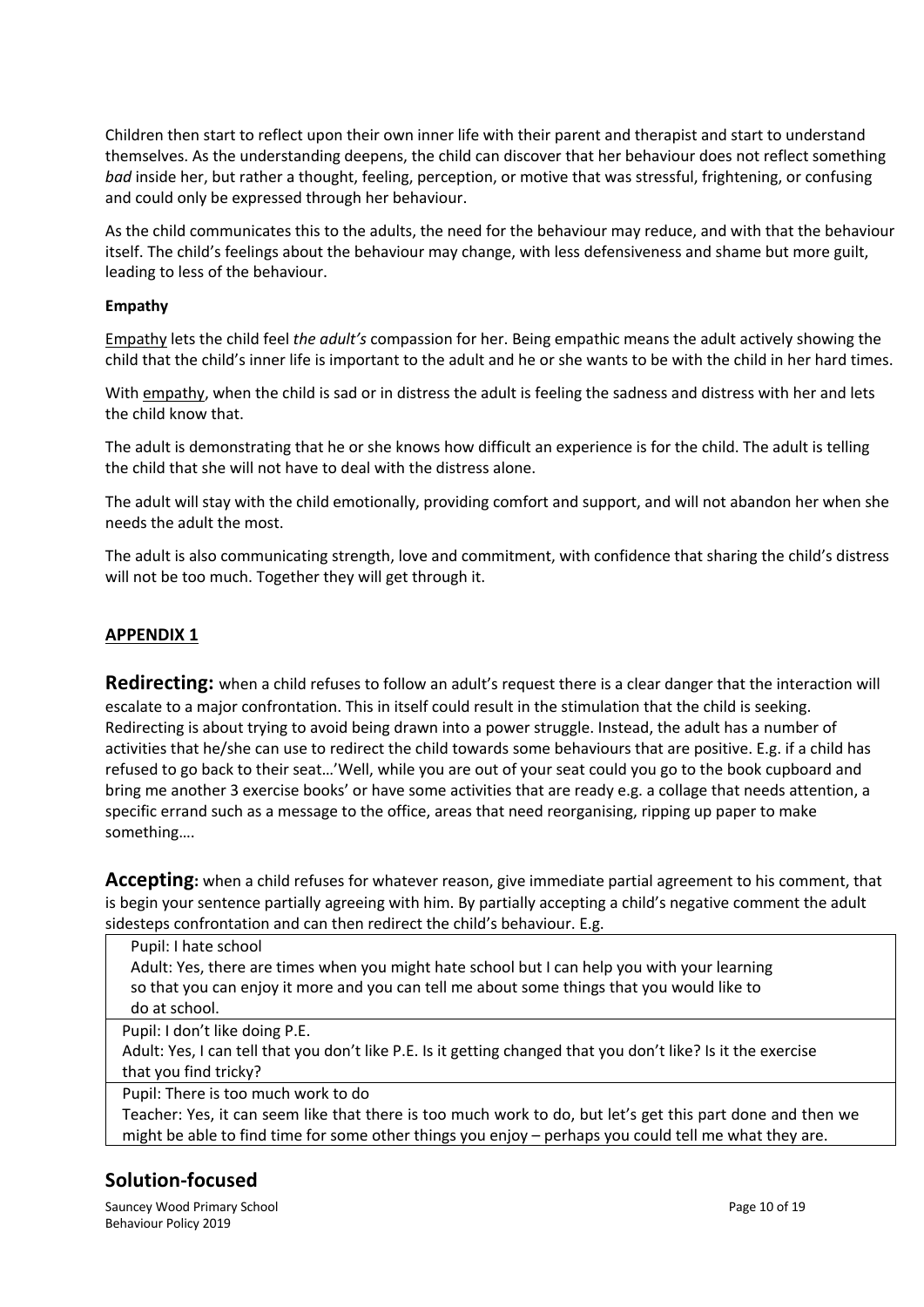Children then start to reflect upon their own inner life with their parent and therapist and start to understand themselves. As the understanding deepens, the child can discover that her behaviour does not reflect something *bad* inside her, but rather a thought, feeling, perception, or motive that was stressful, frightening, or confusing and could only be expressed through her behaviour.

As the child communicates this to the adults, the need for the behaviour may reduce, and with that the behaviour itself. The child's feelings about the behaviour may change, with less defensiveness and shame but more guilt, leading to less of the behaviour.

**Empathy**

Empathy lets the child feel *the adult's* compassion for her. Being empathic means the adult actively showing the child that the child's inner life is important to the adult and he or she wants to be with the child in her hard times.

With empathy, when the child is sad or in distress the adult is feeling the sadness and distress with her and lets the child know that.

The adult is demonstrating that he or she knows how difficult an experience is for the child. The adult is telling the child that she will not have to deal with the distress alone.

The adult will stay with the child emotionally, providing comfort and support, and will not abandon her when she needs the adult the most.

The adult is also communicating strength, love and commitment, with confidence that sharing the child's distress will not be too much. Together they will get through it.

## APPENDIX 1

**Redirecting:** when a child refuses to follow an adult's request there is a clear danger that the interaction will escalate to a major confrontation. This in itself could result in the stimulation that the child is seeking. Redirecting is about trying to avoid being drawn into a power struggle. Instead, the adult has a number of activities that he/she can use to redirect the child towards some behaviours that are positive. E.g. if a child has refused to go back to their seat…'Well, while you are out of your seat could you go to the book cupboard and bring me another 3 exercise books' or have some activities that are ready e.g. a collage that needs attention, a specific errand such as a message to the office, areas that need reorganising, ripping up paper to make something….

**Accepting:** when a child refuses for whatever reason, give immediate partial agreement to his comment, that is begin your sentence partially agreeing with him. By partially accepting a child's negative comment the adult sidesteps confrontation and can then redirect the child's behaviour. E.g.

| |
|---|
| Pupil: I hate school<br>Adult: Yes, there are times when you might hate school but I can help you with your learning so that you can enjoy it more and you can tell me about some things that you would like to do at school. |
| Pupil: I don't like doing P.E.<br>Adult: Yes, I can tell that you don't like P.E. Is it getting changed that you don't like? Is it the exercise that you find tricky? |
| Pupil: There is too much work to do<br>Teacher: Yes, it can seem like that there is too much work to do, but let's get this part done and then we might be able to find time for some other things you enjoy – perhaps you could tell me what they are. |

## Solution-focused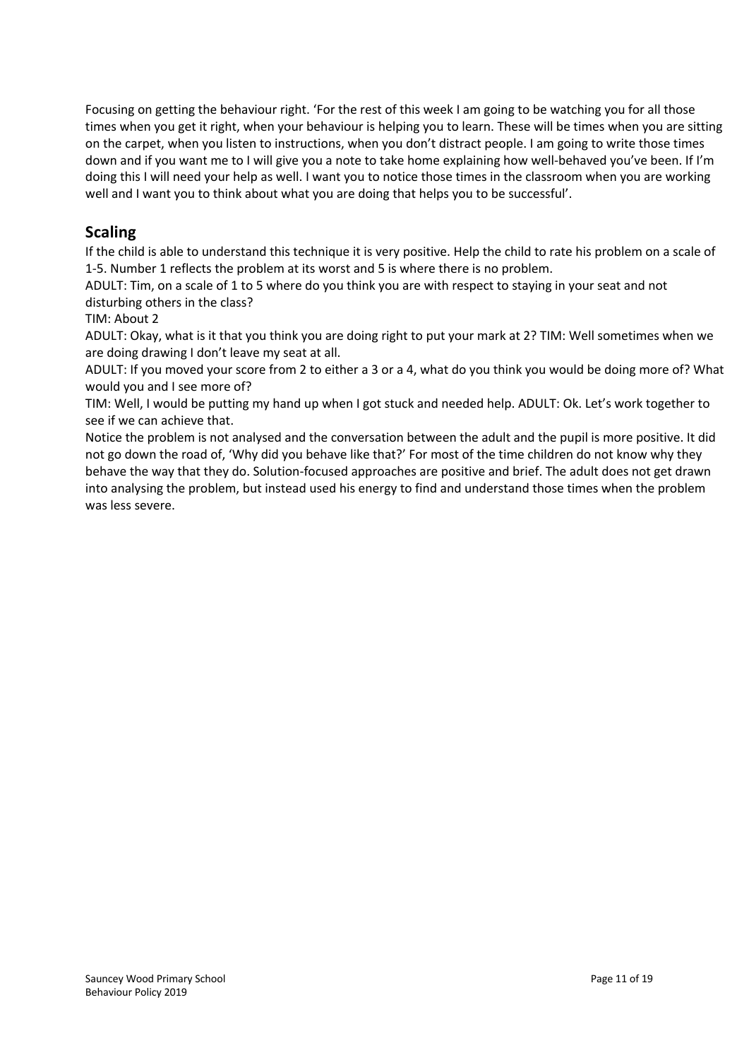Focusing on getting the behaviour right. 'For the rest of this week I am going to be watching you for all those times when you get it right, when your behaviour is helping you to learn. These will be times when you are sitting on the carpet, when you listen to instructions, when you don't distract people. I am going to write those times down and if you want me to I will give you a note to take home explaining how well-behaved you've been. If I'm doing this I will need your help as well. I want you to notice those times in the classroom when you are working well and I want you to think about what you are doing that helps you to be successful'.

## Scaling

If the child is able to understand this technique it is very positive. Help the child to rate his problem on a scale of 1-5. Number 1 reflects the problem at its worst and 5 is where there is no problem.

ADULT: Tim, on a scale of 1 to 5 where do you think you are with respect to staying in your seat and not disturbing others in the class?

TIM: About 2

ADULT: Okay, what is it that you think you are doing right to put your mark at 2? TIM: Well sometimes when we are doing drawing I don't leave my seat at all.

ADULT: If you moved your score from 2 to either a 3 or a 4, what do you think you would be doing more of? What would you and I see more of?

TIM: Well, I would be putting my hand up when I got stuck and needed help. ADULT: Ok. Let's work together to see if we can achieve that.

Notice the problem is not analysed and the conversation between the adult and the pupil is more positive. It did not go down the road of, 'Why did you behave like that?' For most of the time children do not know why they behave the way that they do. Solution-focused approaches are positive and brief. The adult does not get drawn into analysing the problem, but instead used his energy to find and understand those times when the problem was less severe.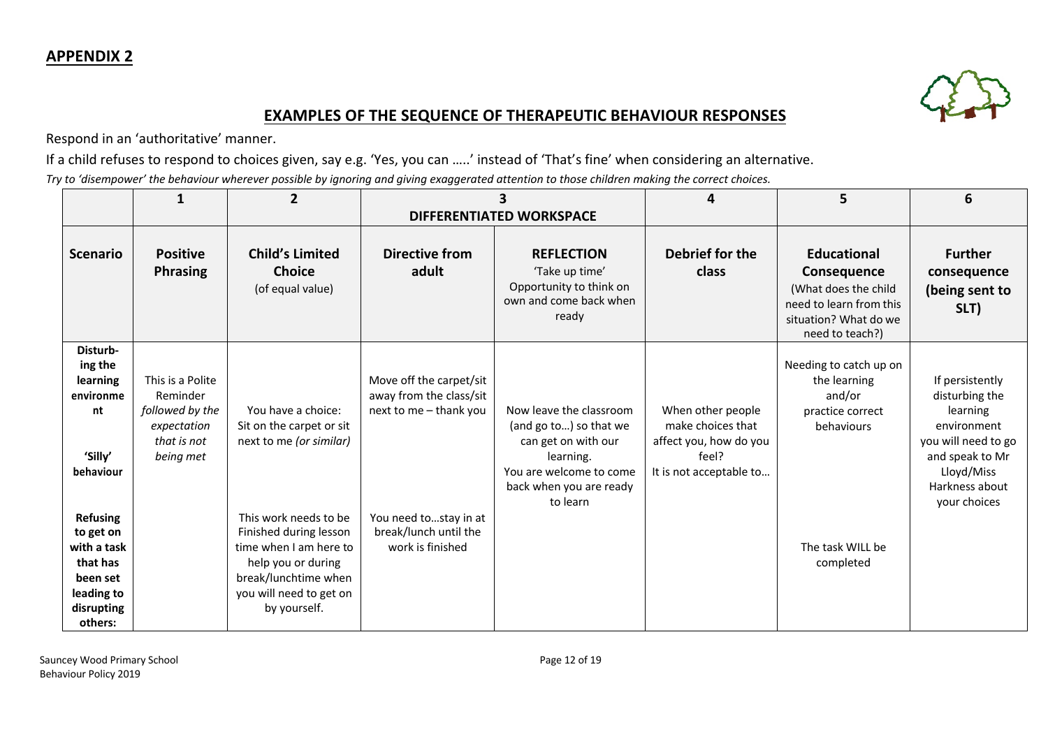## APPENDIX 2

## EXAMPLES OF THE SEQUENCE OF THERAPEUTIC BEHAVIOUR RESPONSES

Respond in an 'authoritative' manner.

If a child refuses to respond to choices given, say e.g. 'Yes, you can …..' instead of 'That's fine' when considering an alternative.

*Try to 'disempower' the behaviour wherever possible by ignoring and giving exaggerated attention to those children making the correct choices.*

| | 1 | 2 | 3 DIFFERENTIATED WORKSPACE | | 4 | 5 | 6 |
|---|---|---|---|---|---|---|---|
| **Scenario** | **Positive Phrasing** | **Child's Limited Choice** (of equal value) | **Directive from adult** | **REFLECTION** 'Take up time' Opportunity to think on own and come back when ready | **Debrief for the class** | **Educational Consequence** (What does the child need to learn from this situation? What do we need to teach?) | **Further consequence (being sent to SLT)** |
| **Disturbing the learning environment** <br><br> **'Silly' behaviour** | This is a Polite Reminder *followed by the expectation that is not being met* | You have a choice: Sit on the carpet or sit next to me *(or similar)* | Move off the carpet/sit away from the class/sit next to me – thank you | Now leave the classroom (and go to…) so that we can get on with our learning. You are welcome to come back when you are ready to learn | When other people make choices that affect you, how do you feel? It is not acceptable to… | Needing to catch up on the learning and/or practice correct behaviours | If persistently disturbing the learning environment you will need to go and speak to Mr Lloyd/Miss Harkness about your choices |
| **Refusing to get on with a task that has been set leading to disrupting others:** | | This work needs to be Finished during lesson time when I am here to help you or during break/lunchtime when you will need to get on by yourself. | You need to…stay in at break/lunch until the work is finished | | | The task WILL be completed | |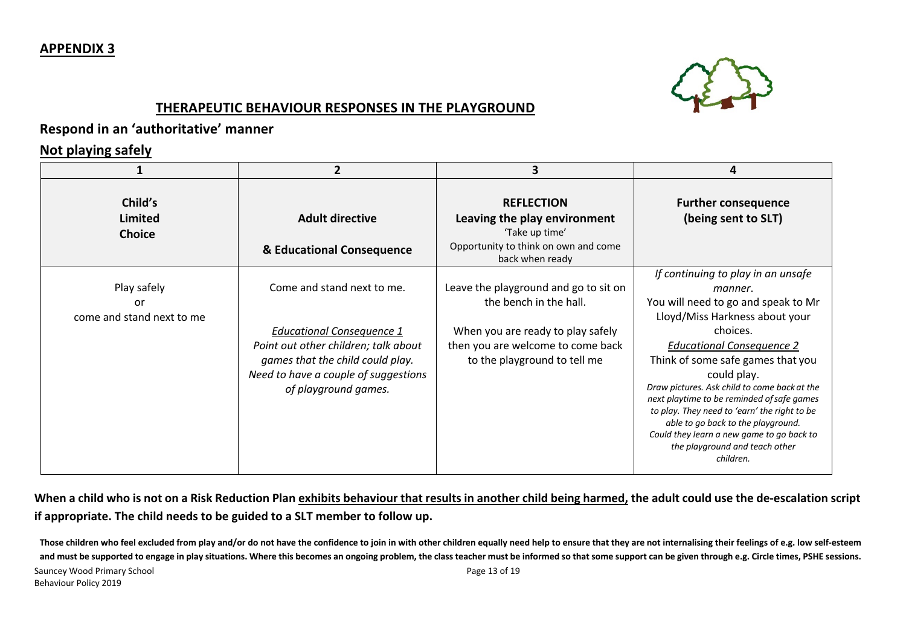## APPENDIX 3

### THERAPEUTIC BEHAVIOUR RESPONSES IN THE PLAYGROUND

**Respond in an 'authoritative' manner**

**Not playing safely**

| 1 | 2 | 3 | 4 |
|---|---|---|---|
| **Child's Limited Choice** | **Adult directive** <br><br> **& Educational Consequence** | **REFLECTION** <br> **Leaving the play environment** <br> 'Take up time' <br> Opportunity to think on own and come back when ready | **Further consequence (being sent to SLT)** |
| Play safely <br> or <br> come and stand next to me | Come and stand next to me. <br><br> *Educational Consequence 1* <br> *Point out other children; talk about games that the child could play. Need to have a couple of suggestions of playground games.* | Leave the playground and go to sit on the bench in the hall. <br><br> When you are ready to play safely then you are welcome to come back to the playground to tell me | *If continuing to play in an unsafe manner.* <br> You will need to go and speak to Mr Lloyd/Miss Harkness about your choices. <br> *Educational Consequence 2* <br> Think of some safe games that you could play. <br> *Draw pictures. Ask child to come back at the next playtime to be reminded of safe games to play. They need to 'earn' the right to be able to go back to the playground. Could they learn a new game to go back to the playground and teach other children.* |

**When a child who is not on a Risk Reduction Plan exhibits behaviour that results in another child being harmed, the adult could use the de-escalation script if appropriate. The child needs to be guided to a SLT member to follow up.**

**Those children who feel excluded from play and/or do not have the confidence to join in with other children equally need help to ensure that they are not internalising their feelings of e.g. low self-esteem and must be supported to engage in play situations. Where this becomes an ongoing problem, the class teacher must be informed so that some support can be given through e.g. Circle times, PSHE sessions.**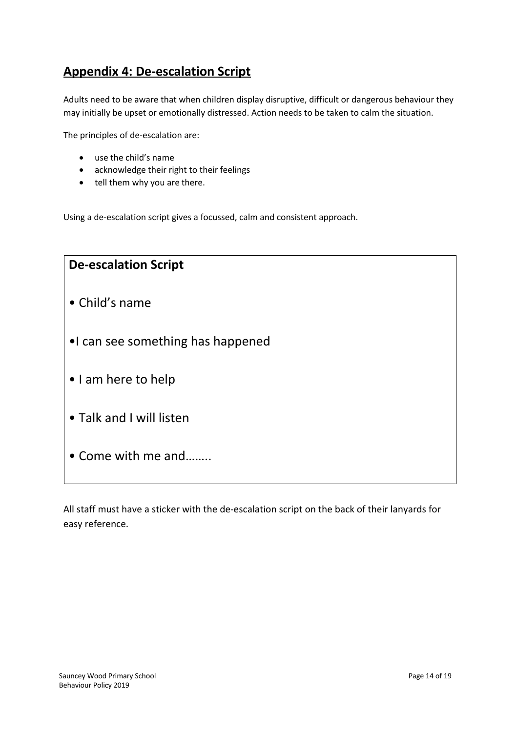## Appendix 4: De-escalation Script

Adults need to be aware that when children display disruptive, difficult or dangerous behaviour they may initially be upset or emotionally distressed. Action needs to be taken to calm the situation.

The principles of de-escalation are:

- use the child's name
- acknowledge their right to their feelings
- tell them why you are there.

Using a de-escalation script gives a focussed, calm and consistent approach.

### De-escalation Script

- Child's name
- I can see something has happened
- I am here to help
- Talk and I will listen
- Come with me and……..

All staff must have a sticker with the de-escalation script on the back of their lanyards for easy reference.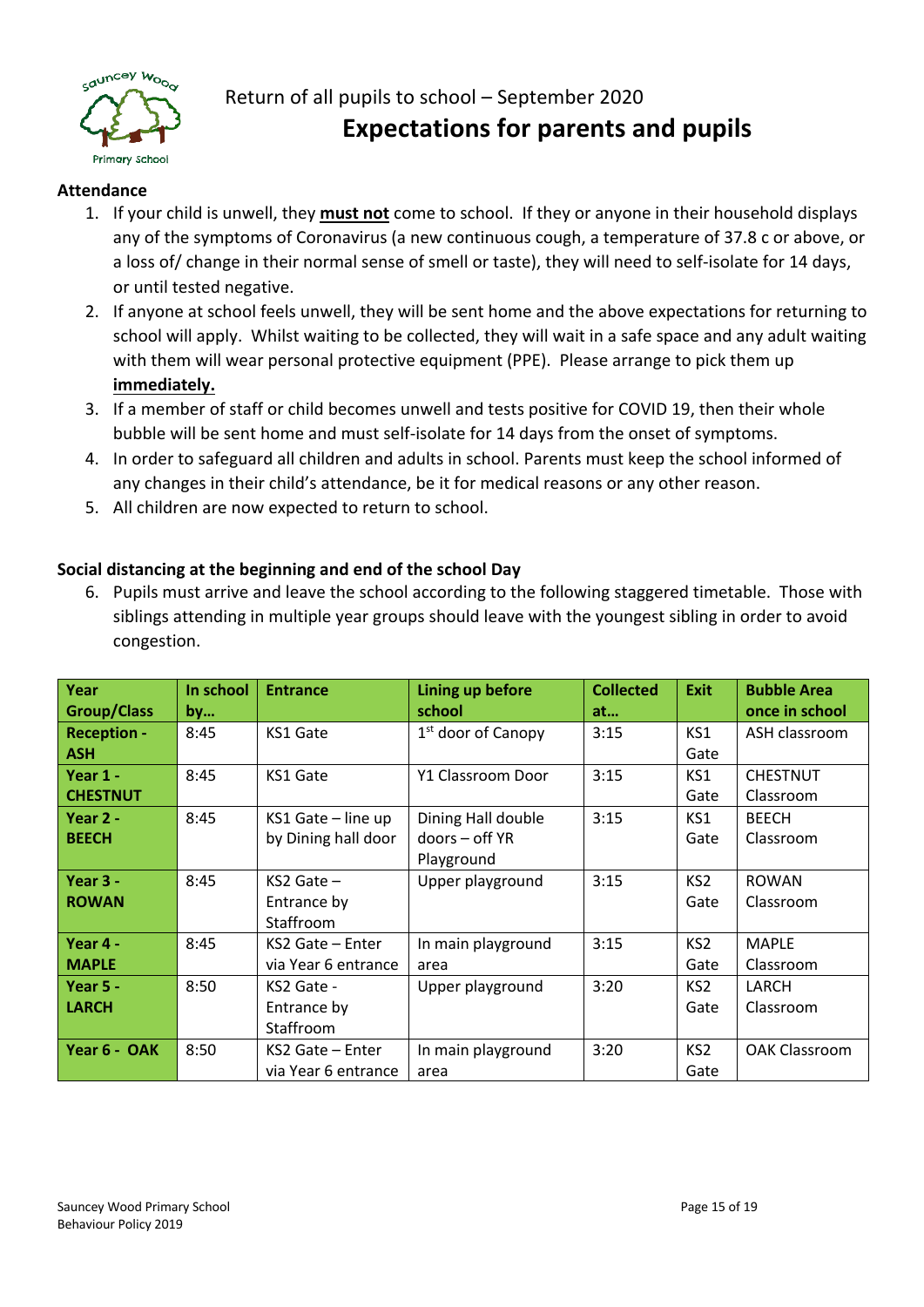Return of all pupils to school – September 2020

# Expectations for parents and pupils

**Attendance**

1. If your child is unwell, they **must not** come to school. If they or anyone in their household displays any of the symptoms of Coronavirus (a new continuous cough, a temperature of 37.8 c or above, or a loss of/ change in their normal sense of smell or taste), they will need to self-isolate for 14 days, or until tested negative.
2. If anyone at school feels unwell, they will be sent home and the above expectations for returning to school will apply. Whilst waiting to be collected, they will wait in a safe space and any adult waiting with them will wear personal protective equipment (PPE). Please arrange to pick them up **immediately.**
3. If a member of staff or child becomes unwell and tests positive for COVID 19, then their whole bubble will be sent home and must self-isolate for 14 days from the onset of symptoms.
4. In order to safeguard all children and adults in school. Parents must keep the school informed of any changes in their child's attendance, be it for medical reasons or any other reason.
5. All children are now expected to return to school.

**Social distancing at the beginning and end of the school Day**

6. Pupils must arrive and leave the school according to the following staggered timetable. Those with siblings attending in multiple year groups should leave with the youngest sibling in order to avoid congestion.

| Year Group/Class | In school by… | Entrance | Lining up before school | Collected at… | Exit | Bubble Area once in school |
|---|---|---|---|---|---|---|
| **Reception - ASH** | 8:45 | KS1 Gate | 1st door of Canopy | 3:15 | KS1 Gate | ASH classroom |
| **Year 1 - CHESTNUT** | 8:45 | KS1 Gate | Y1 Classroom Door | 3:15 | KS1 Gate | CHESTNUT Classroom |
| **Year 2 - BEECH** | 8:45 | KS1 Gate – line up by Dining hall door | Dining Hall double doors – off YR Playground | 3:15 | KS1 Gate | BEECH Classroom |
| **Year 3 - ROWAN** | 8:45 | KS2 Gate – Entrance by Staffroom | Upper playground | 3:15 | KS2 Gate | ROWAN Classroom |
| **Year 4 - MAPLE** | 8:45 | KS2 Gate – Enter via Year 6 entrance | In main playground area | 3:15 | KS2 Gate | MAPLE Classroom |
| **Year 5 - LARCH** | 8:50 | KS2 Gate - Entrance by Staffroom | Upper playground | 3:20 | KS2 Gate | LARCH Classroom |
| **Year 6 - OAK** | 8:50 | KS2 Gate – Enter via Year 6 entrance | In main playground area | 3:20 | KS2 Gate | OAK Classroom |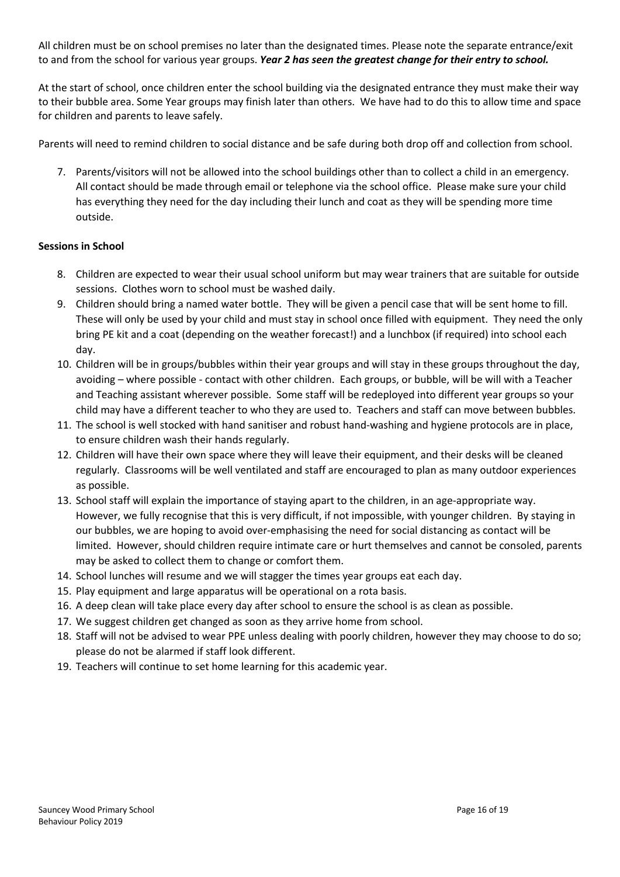All children must be on school premises no later than the designated times. Please note the separate entrance/exit to and from the school for various year groups. ***Year 2 has seen the greatest change for their entry to school.***

At the start of school, once children enter the school building via the designated entrance they must make their way to their bubble area. Some Year groups may finish later than others. We have had to do this to allow time and space for children and parents to leave safely.

Parents will need to remind children to social distance and be safe during both drop off and collection from school.

7. Parents/visitors will not be allowed into the school buildings other than to collect a child in an emergency. All contact should be made through email or telephone via the school office. Please make sure your child has everything they need for the day including their lunch and coat as they will be spending more time outside.

**Sessions in School**

8. Children are expected to wear their usual school uniform but may wear trainers that are suitable for outside sessions. Clothes worn to school must be washed daily.
9. Children should bring a named water bottle. They will be given a pencil case that will be sent home to fill. These will only be used by your child and must stay in school once filled with equipment. They need the only bring PE kit and a coat (depending on the weather forecast!) and a lunchbox (if required) into school each day.
10. Children will be in groups/bubbles within their year groups and will stay in these groups throughout the day, avoiding – where possible - contact with other children. Each groups, or bubble, will be will with a Teacher and Teaching assistant wherever possible. Some staff will be redeployed into different year groups so your child may have a different teacher to who they are used to. Teachers and staff can move between bubbles.
11. The school is well stocked with hand sanitiser and robust hand-washing and hygiene protocols are in place, to ensure children wash their hands regularly.
12. Children will have their own space where they will leave their equipment, and their desks will be cleaned regularly. Classrooms will be well ventilated and staff are encouraged to plan as many outdoor experiences as possible.
13. School staff will explain the importance of staying apart to the children, in an age-appropriate way. However, we fully recognise that this is very difficult, if not impossible, with younger children. By staying in our bubbles, we are hoping to avoid over-emphasising the need for social distancing as contact will be limited. However, should children require intimate care or hurt themselves and cannot be consoled, parents may be asked to collect them to change or comfort them.
14. School lunches will resume and we will stagger the times year groups eat each day.
15. Play equipment and large apparatus will be operational on a rota basis.
16. A deep clean will take place every day after school to ensure the school is as clean as possible.
17. We suggest children get changed as soon as they arrive home from school.
18. Staff will not be advised to wear PPE unless dealing with poorly children, however they may choose to do so; please do not be alarmed if staff look different.
19. Teachers will continue to set home learning for this academic year.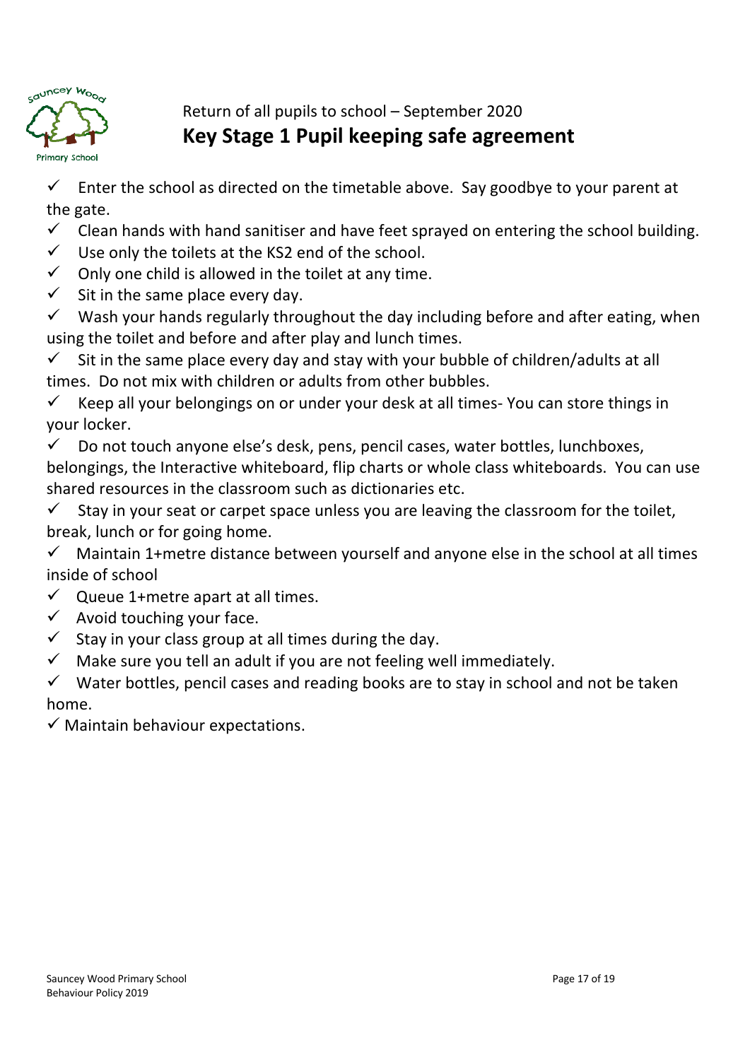Return of all pupils to school – September 2020

## Key Stage 1 Pupil keeping safe agreement

- ✓ Enter the school as directed on the timetable above. Say goodbye to your parent at the gate.
- ✓ Clean hands with hand sanitiser and have feet sprayed on entering the school building.
- ✓ Use only the toilets at the KS2 end of the school.
- ✓ Only one child is allowed in the toilet at any time.
- ✓ Sit in the same place every day.
- ✓ Wash your hands regularly throughout the day including before and after eating, when using the toilet and before and after play and lunch times.
- ✓ Sit in the same place every day and stay with your bubble of children/adults at all times. Do not mix with children or adults from other bubbles.
- ✓ Keep all your belongings on or under your desk at all times- You can store things in your locker.
- ✓ Do not touch anyone else's desk, pens, pencil cases, water bottles, lunchboxes, belongings, the Interactive whiteboard, flip charts or whole class whiteboards. You can use shared resources in the classroom such as dictionaries etc.
- ✓ Stay in your seat or carpet space unless you are leaving the classroom for the toilet, break, lunch or for going home.
- ✓ Maintain 1+metre distance between yourself and anyone else in the school at all times inside of school
- ✓ Queue 1+metre apart at all times.
- ✓ Avoid touching your face.
- ✓ Stay in your class group at all times during the day.
- ✓ Make sure you tell an adult if you are not feeling well immediately.
- ✓ Water bottles, pencil cases and reading books are to stay in school and not be taken home.
- ✓ Maintain behaviour expectations.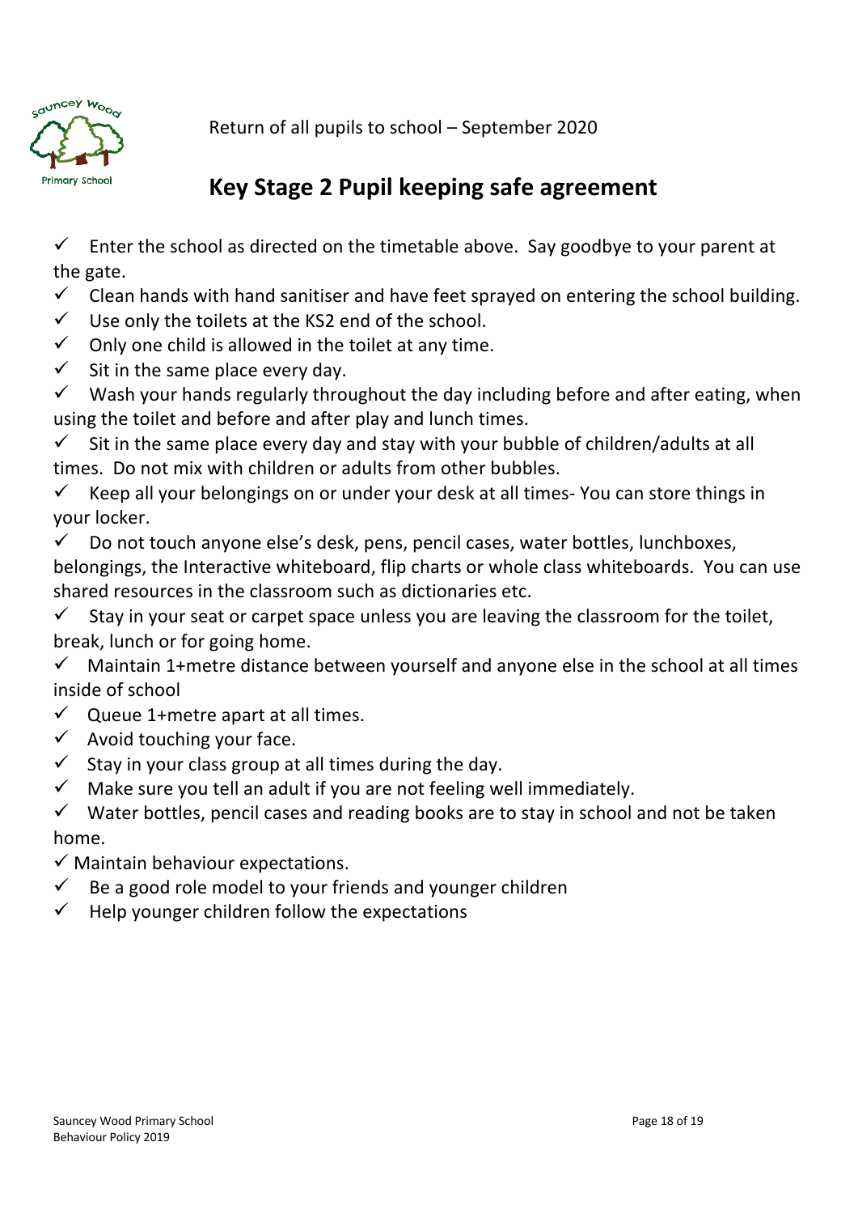Return of all pupils to school – September 2020

# Key Stage 2 Pupil keeping safe agreement

- ✓ Enter the school as directed on the timetable above. Say goodbye to your parent at the gate.
- ✓ Clean hands with hand sanitiser and have feet sprayed on entering the school building.
- ✓ Use only the toilets at the KS2 end of the school.
- ✓ Only one child is allowed in the toilet at any time.
- ✓ Sit in the same place every day.
- ✓ Wash your hands regularly throughout the day including before and after eating, when using the toilet and before and after play and lunch times.
- ✓ Sit in the same place every day and stay with your bubble of children/adults at all times. Do not mix with children or adults from other bubbles.
- ✓ Keep all your belongings on or under your desk at all times- You can store things in your locker.
- ✓ Do not touch anyone else's desk, pens, pencil cases, water bottles, lunchboxes, belongings, the Interactive whiteboard, flip charts or whole class whiteboards. You can use shared resources in the classroom such as dictionaries etc.
- ✓ Stay in your seat or carpet space unless you are leaving the classroom for the toilet, break, lunch or for going home.
- ✓ Maintain 1+metre distance between yourself and anyone else in the school at all times inside of school
- ✓ Queue 1+metre apart at all times.
- ✓ Avoid touching your face.
- ✓ Stay in your class group at all times during the day.
- ✓ Make sure you tell an adult if you are not feeling well immediately.
- ✓ Water bottles, pencil cases and reading books are to stay in school and not be taken home.
- ✓ Maintain behaviour expectations.
- ✓ Be a good role model to your friends and younger children
- ✓ Help younger children follow the expectations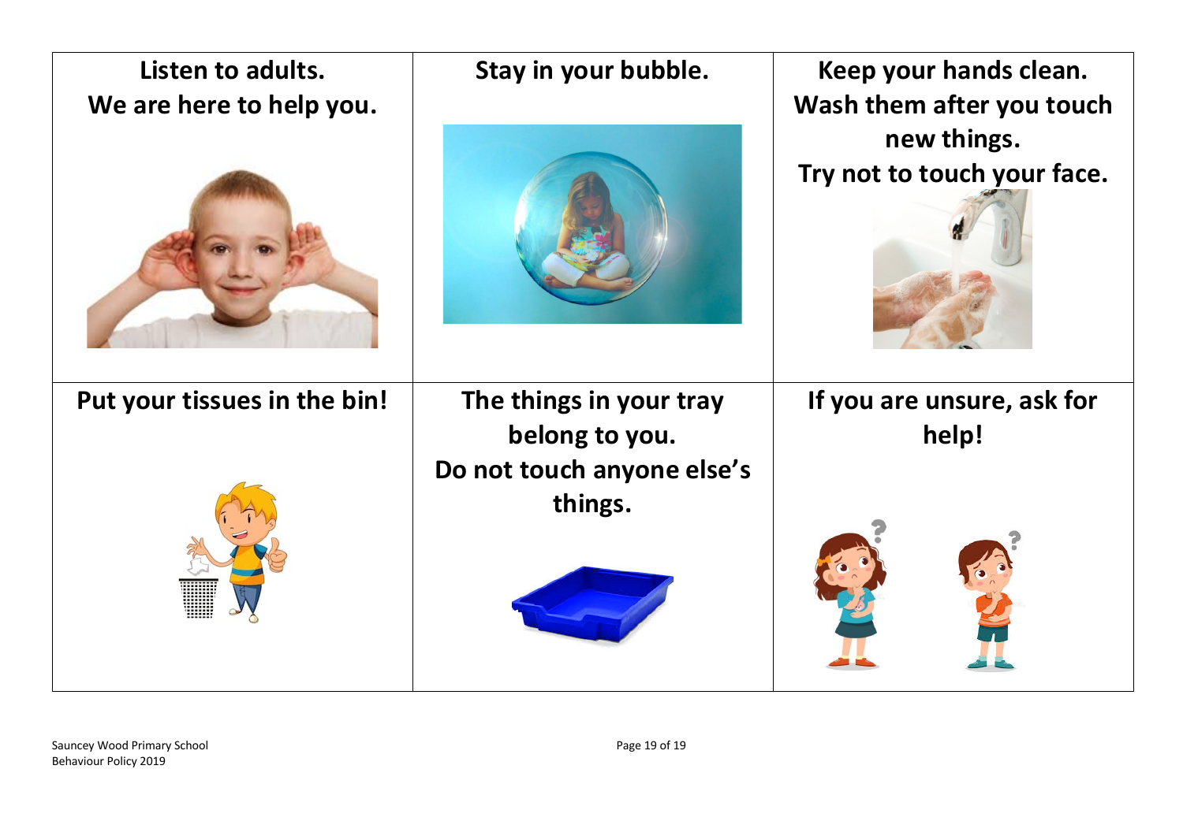| | | |
|---|---|---|
| **Listen to adults.**<br>**We are here to help you.** | **Stay in your bubble.** | **Keep your hands clean.**<br>**Wash them after you touch new things.**<br>**Try not to touch your face.** |
| **Put your tissues in the bin!** | **The things in your tray belong to you.**<br>**Do not touch anyone else's things.** | **If you are unsure, ask for help!** |

Sauncey Wood Primary School
Behaviour Policy 2019